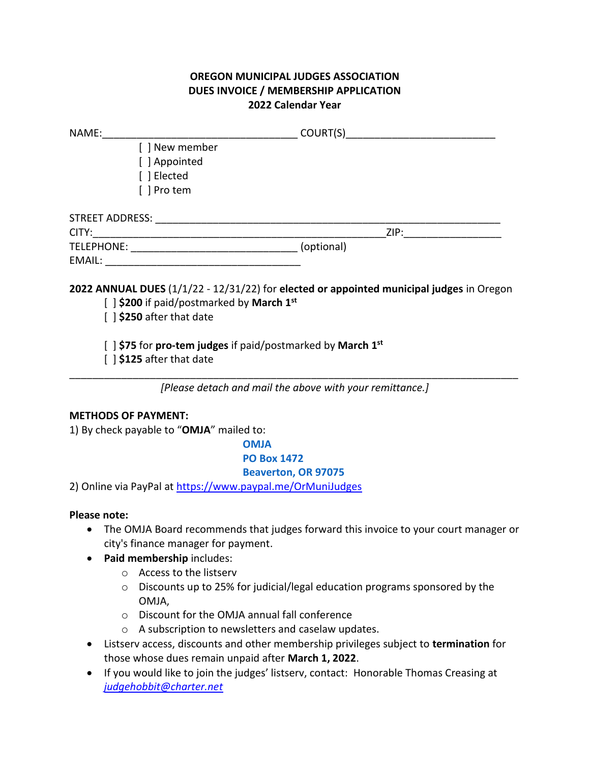**OREGON MUNICIPAL JUDGES ASSOCIATION**
**DUES INVOICE / MEMBERSHIP APPLICATION**
**2022 Calendar Year**

NAME:_________________________________ COURT(S)__________________________

[ ] New member
[ ] Appointed
[ ] Elected
[ ] Pro tem

STREET ADDRESS: ____________________________________________________________
CITY:__________________________________________________ZIP:________________
TELEPHONE: ____________________________ (optional)
EMAIL: _________________________________

**2022 ANNUAL DUES** (1/1/22 - 12/31/22) for **elected or appointed municipal judges** in Oregon

[ ] **$200** if paid/postmarked by **March 1st**
[ ] **$250** after that date

[ ] **$75** for **pro-tem judges** if paid/postmarked by **March 1st**
[ ] **$125** after that date

_____________________________________________________________________________

*[Please detach and mail the above with your remittance.]*

**METHODS OF PAYMENT:**

1) By check payable to "**OMJA**" mailed to:

**OMJA**
**PO Box 1472**
**Beaverton, OR 97075**

2) Online via PayPal at https://www.paypal.me/OrMuniJudges

**Please note:**

- The OMJA Board recommends that judges forward this invoice to your court manager or city's finance manager for payment.
- **Paid membership** includes:
  - Access to the listserv
  - Discounts up to 25% for judicial/legal education programs sponsored by the OMJA,
  - Discount for the OMJA annual fall conference
  - A subscription to newsletters and caselaw updates.
- Listserv access, discounts and other membership privileges subject to **termination** for those whose dues remain unpaid after **March 1, 2022**.
- If you would like to join the judges' listserv, contact: Honorable Thomas Creasing at *judgehobbit@charter.net*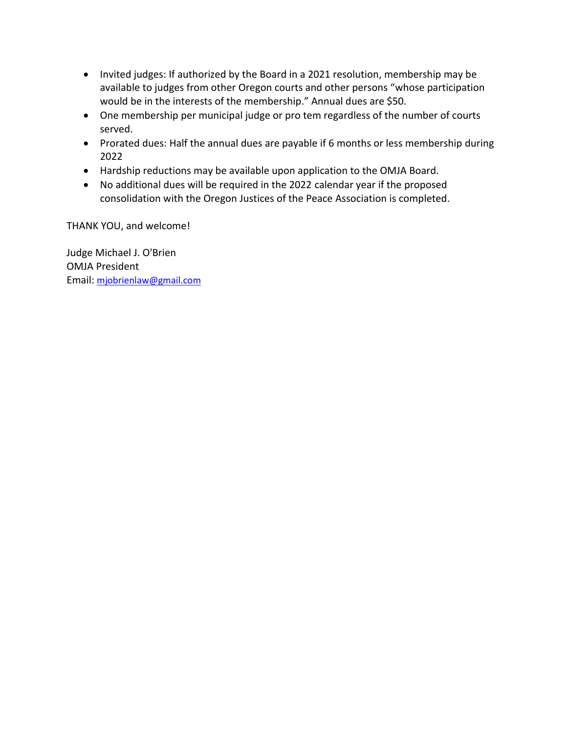- Invited judges: If authorized by the Board in a 2021 resolution, membership may be available to judges from other Oregon courts and other persons "whose participation would be in the interests of the membership." Annual dues are $50.
- One membership per municipal judge or pro tem regardless of the number of courts served.
- Prorated dues: Half the annual dues are payable if 6 months or less membership during 2022
- Hardship reductions may be available upon application to the OMJA Board.
- No additional dues will be required in the 2022 calendar year if the proposed consolidation with the Oregon Justices of the Peace Association is completed.

THANK YOU, and welcome!

Judge Michael J. O'Brien
OMJA President
Email: mjobrienlaw@gmail.com